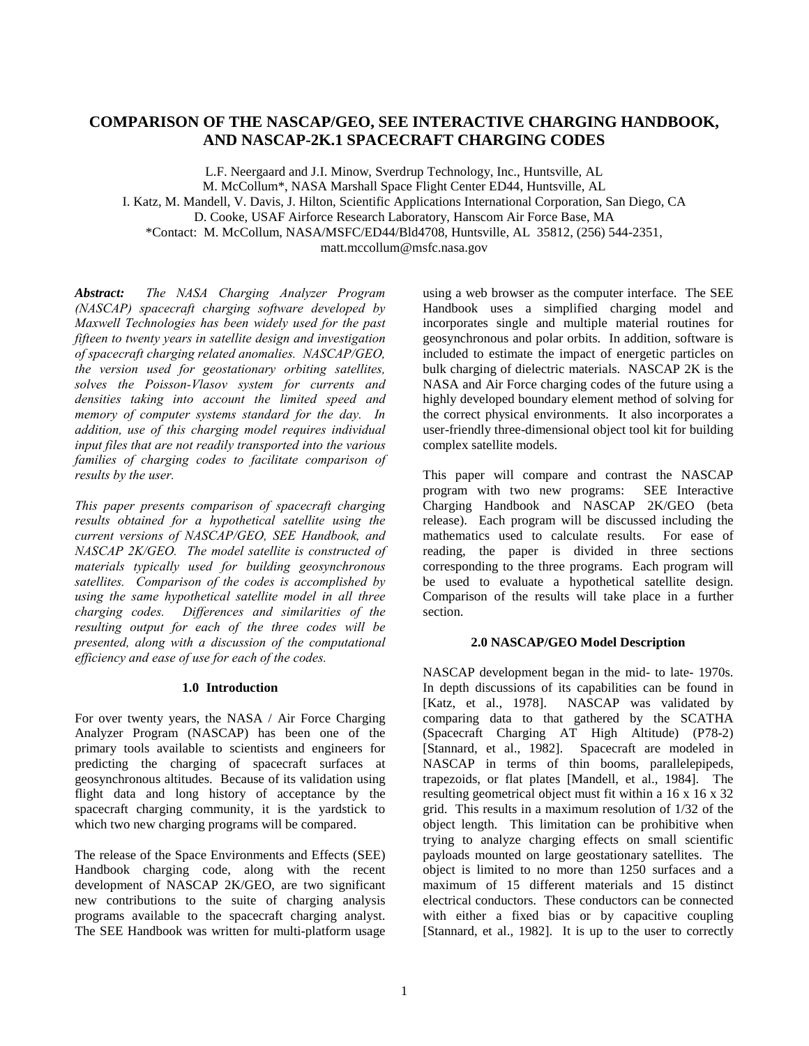# COMPARISON OF THE NASCAP/GEO, SEE INTERACTIVE CHARGING HANDBOOK, AND NASCAP-2K.1 SPACECRAFT CHARGING CODES

L.F. Neergaard and J.I. Minow, Sverdrup Technology, Inc., Huntsville, AL
M. McCollum*, NASA Marshall Space Flight Center ED44, Huntsville, AL
I. Katz, M. Mandell, V. Davis, J. Hilton, Scientific Applications International Corporation, San Diego, CA
D. Cooke, USAF Airforce Research Laboratory, Hanscom Air Force Base, MA
*Contact: M. McCollum, NASA/MSFC/ED44/Bld4708, Huntsville, AL 35812, (256) 544-2351, matt.mccollum@msfc.nasa.gov

***Abstract:*** *The NASA Charging Analyzer Program (NASCAP) spacecraft charging software developed by Maxwell Technologies has been widely used for the past fifteen to twenty years in satellite design and investigation of spacecraft charging related anomalies. NASCAP/GEO, the version used for geostationary orbiting satellites, solves the Poisson-Vlasov system for currents and densities taking into account the limited speed and memory of computer systems standard for the day. In addition, use of this charging model requires individual input files that are not readily transported into the various families of charging codes to facilitate comparison of results by the user.*

*This paper presents comparison of spacecraft charging results obtained for a hypothetical satellite using the current versions of NASCAP/GEO, SEE Handbook, and NASCAP 2K/GEO. The model satellite is constructed of materials typically used for building geosynchronous satellites. Comparison of the codes is accomplished by using the same hypothetical satellite model in all three charging codes. Differences and similarities of the resulting output for each of the three codes will be presented, along with a discussion of the computational efficiency and ease of use for each of the codes.*

## 1.0 Introduction

For over twenty years, the NASA / Air Force Charging Analyzer Program (NASCAP) has been one of the primary tools available to scientists and engineers for predicting the charging of spacecraft surfaces at geosynchronous altitudes. Because of its validation using flight data and long history of acceptance by the spacecraft charging community, it is the yardstick to which two new charging programs will be compared.

The release of the Space Environments and Effects (SEE) Handbook charging code, along with the recent development of NASCAP 2K/GEO, are two significant new contributions to the suite of charging analysis programs available to the spacecraft charging analyst. The SEE Handbook was written for multi-platform usage using a web browser as the computer interface. The SEE Handbook uses a simplified charging model and incorporates single and multiple material routines for geosynchronous and polar orbits. In addition, software is included to estimate the impact of energetic particles on bulk charging of dielectric materials. NASCAP 2K is the NASA and Air Force charging codes of the future using a highly developed boundary element method of solving for the correct physical environments. It also incorporates a user-friendly three-dimensional object tool kit for building complex satellite models.

This paper will compare and contrast the NASCAP program with two new programs: SEE Interactive Charging Handbook and NASCAP 2K/GEO (beta release). Each program will be discussed including the mathematics used to calculate results. For ease of reading, the paper is divided in three sections corresponding to the three programs. Each program will be used to evaluate a hypothetical satellite design. Comparison of the results will take place in a further section.

## 2.0 NASCAP/GEO Model Description

NASCAP development began in the mid- to late- 1970s. In depth discussions of its capabilities can be found in [Katz, et al., 1978]. NASCAP was validated by comparing data to that gathered by the SCATHA (Spacecraft Charging AT High Altitude) (P78-2) [Stannard, et al., 1982]. Spacecraft are modeled in NASCAP in terms of thin booms, parallelepipeds, trapezoids, or flat plates [Mandell, et al., 1984]. The resulting geometrical object must fit within a 16 x 16 x 32 grid. This results in a maximum resolution of 1/32 of the object length. This limitation can be prohibitive when trying to analyze charging effects on small scientific payloads mounted on large geostationary satellites. The object is limited to no more than 1250 surfaces and a maximum of 15 different materials and 15 distinct electrical conductors. These conductors can be connected with either a fixed bias or by capacitive coupling [Stannard, et al., 1982]. It is up to the user to correctly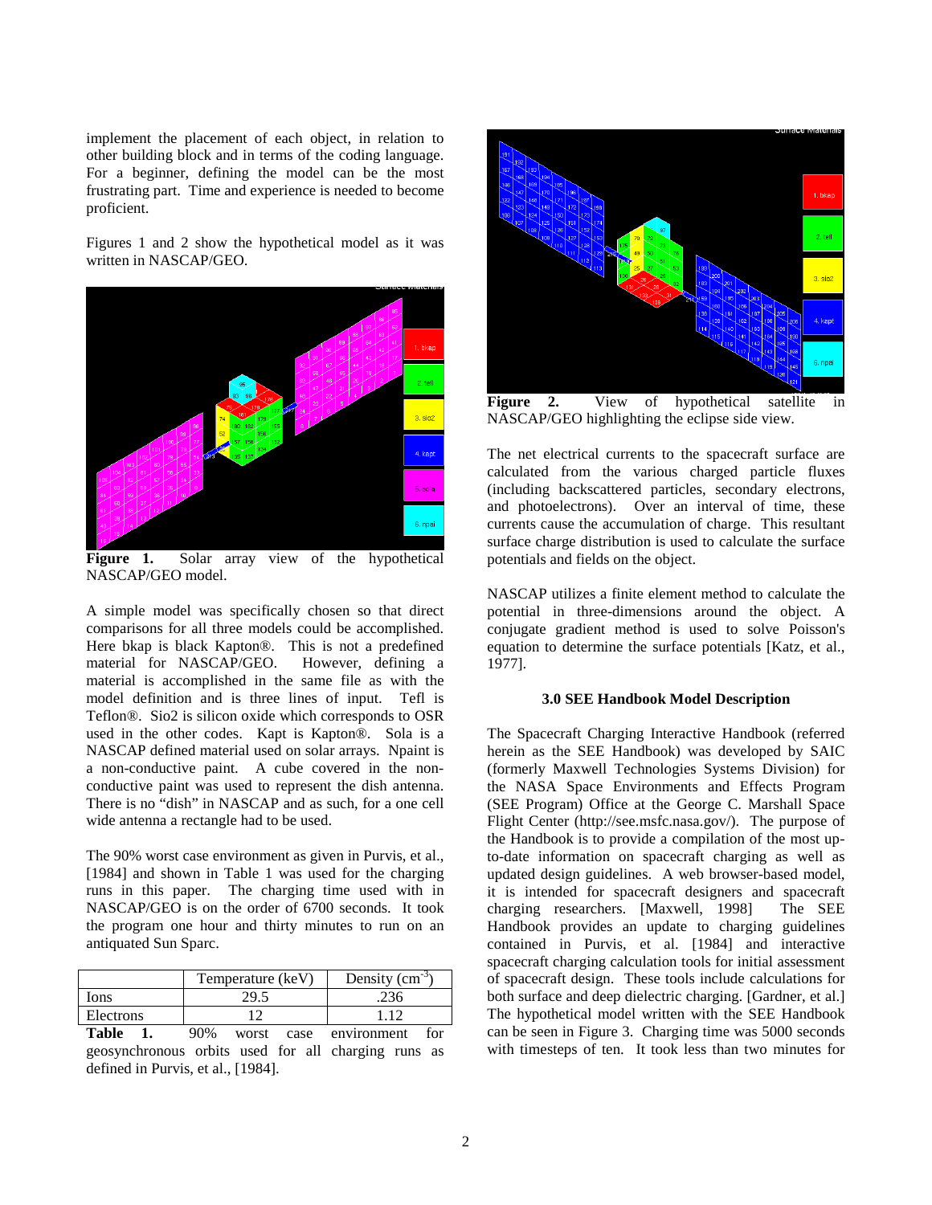implement the placement of each object, in relation to other building block and in terms of the coding language. For a beginner, defining the model can be the most frustrating part. Time and experience is needed to become proficient.

Figures 1 and 2 show the hypothetical model as it was written in NASCAP/GEO.

**Figure 1.** Solar array view of the hypothetical NASCAP/GEO model.

A simple model was specifically chosen so that direct comparisons for all three models could be accomplished. Here bkap is black Kapton®. This is not a predefined material for NASCAP/GEO. However, defining a material is accomplished in the same file as with the model definition and is three lines of input. Tefl is Teflon®. Sio2 is silicon oxide which corresponds to OSR used in the other codes. Kapt is Kapton®. Sola is a NASCAP defined material used on solar arrays. Npaint is a non-conductive paint. A cube covered in the non-conductive paint was used to represent the dish antenna. There is no "dish" in NASCAP and as such, for a one cell wide antenna a rectangle had to be used.

The 90% worst case environment as given in Purvis, et al., [1984] and shown in Table 1 was used for the charging runs in this paper. The charging time used with in NASCAP/GEO is on the order of 6700 seconds. It took the program one hour and thirty minutes to run on an antiquated Sun Sparc.

| | Temperature (keV) | Density ($cm^{-3}$) |
|---|---|---|
| Ions | 29.5 | .236 |
| Electrons | 12 | 1.12 |

**Table 1.** 90% worst case environment for geosynchronous orbits used for all charging runs as defined in Purvis, et al., [1984].

**Figure 2.** View of hypothetical satellite in NASCAP/GEO highlighting the eclipse side view.

The net electrical currents to the spacecraft surface are calculated from the various charged particle fluxes (including backscattered particles, secondary electrons, and photoelectrons). Over an interval of time, these currents cause the accumulation of charge. This resultant surface charge distribution is used to calculate the surface potentials and fields on the object.

NASCAP utilizes a finite element method to calculate the potential in three-dimensions around the object. A conjugate gradient method is used to solve Poisson's equation to determine the surface potentials [Katz, et al., 1977].

### 3.0 SEE Handbook Model Description

The Spacecraft Charging Interactive Handbook (referred herein as the SEE Handbook) was developed by SAIC (formerly Maxwell Technologies Systems Division) for the NASA Space Environments and Effects Program (SEE Program) Office at the George C. Marshall Space Flight Center (http://see.msfc.nasa.gov/). The purpose of the Handbook is to provide a compilation of the most up-to-date information on spacecraft charging as well as updated design guidelines. A web browser-based model, it is intended for spacecraft designers and spacecraft charging researchers. [Maxwell, 1998] The SEE Handbook provides an update to charging guidelines contained in Purvis, et al. [1984] and interactive spacecraft charging calculation tools for initial assessment of spacecraft design. These tools include calculations for both surface and deep dielectric charging. [Gardner, et al.] The hypothetical model written with the SEE Handbook can be seen in Figure 3. Charging time was 5000 seconds with timesteps of ten. It took less than two minutes for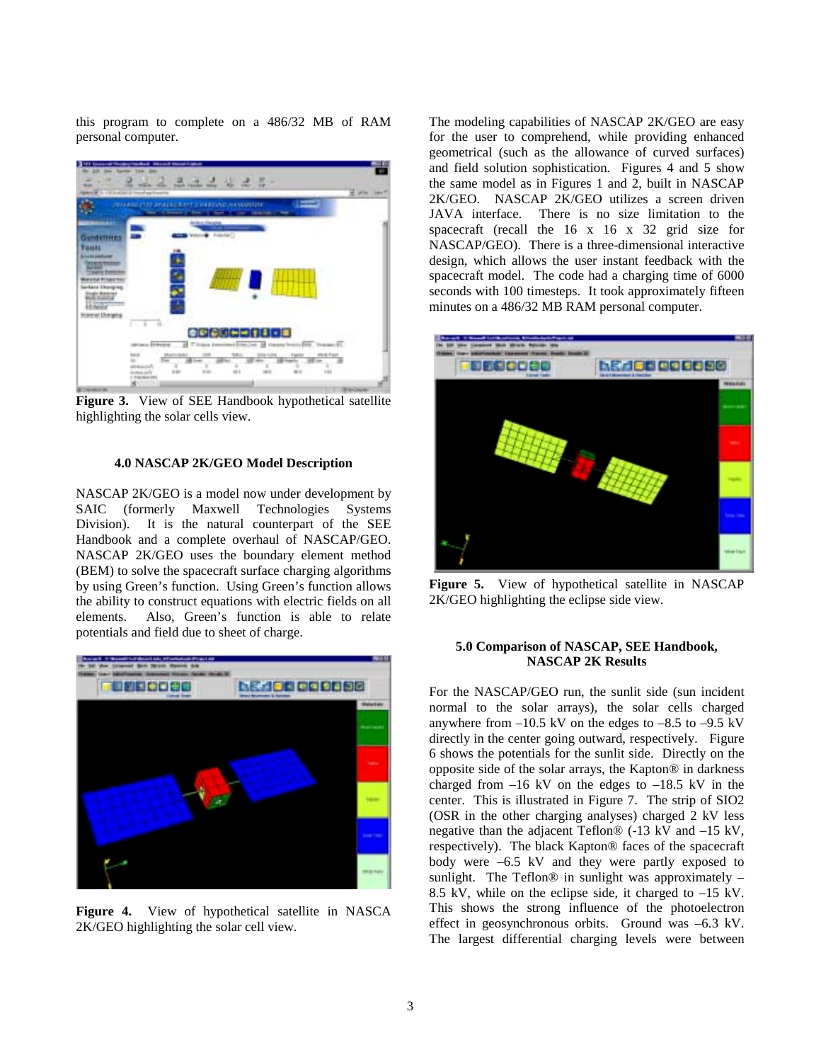this program to complete on a 486/32 MB of RAM personal computer.

**Figure 3.** View of SEE Handbook hypothetical satellite highlighting the solar cells view.

#### 4.0 NASCAP 2K/GEO Model Description

NASCAP 2K/GEO is a model now under development by SAIC (formerly Maxwell Technologies Systems Division). It is the natural counterpart of the SEE Handbook and a complete overhaul of NASCAP/GEO. NASCAP 2K/GEO uses the boundary element method (BEM) to solve the spacecraft surface charging algorithms by using Green's function. Using Green's function allows the ability to construct equations with electric fields on all elements. Also, Green's function is able to relate potentials and field due to sheet of charge.

**Figure 4.** View of hypothetical satellite in NASCA 2K/GEO highlighting the solar cell view.

The modeling capabilities of NASCAP 2K/GEO are easy for the user to comprehend, while providing enhanced geometrical (such as the allowance of curved surfaces) and field solution sophistication. Figures 4 and 5 show the same model as in Figures 1 and 2, built in NASCAP 2K/GEO. NASCAP 2K/GEO utilizes a screen driven JAVA interface. There is no size limitation to the spacecraft (recall the 16 x 16 x 32 grid size for NASCAP/GEO). There is a three-dimensional interactive design, which allows the user instant feedback with the spacecraft model. The code had a charging time of 6000 seconds with 100 timesteps. It took approximately fifteen minutes on a 486/32 MB RAM personal computer.

**Figure 5.** View of hypothetical satellite in NASCAP 2K/GEO highlighting the eclipse side view.

#### 5.0 Comparison of NASCAP, SEE Handbook, NASCAP 2K Results

For the NASCAP/GEO run, the sunlit side (sun incident normal to the solar arrays), the solar cells charged anywhere from –10.5 kV on the edges to –8.5 to –9.5 kV directly in the center going outward, respectively. Figure 6 shows the potentials for the sunlit side. Directly on the opposite side of the solar arrays, the Kapton® in darkness charged from –16 kV on the edges to –18.5 kV in the center. This is illustrated in Figure 7. The strip of SIO2 (OSR in the other charging analyses) charged 2 kV less negative than the adjacent Teflon® (-13 kV and –15 kV, respectively). The black Kapton® faces of the spacecraft body were –6.5 kV and they were partly exposed to sunlight. The Teflon® in sunlight was approximately –8.5 kV, while on the eclipse side, it charged to –15 kV. This shows the strong influence of the photoelectron effect in geosynchronous orbits. Ground was –6.3 kV. The largest differential charging levels were between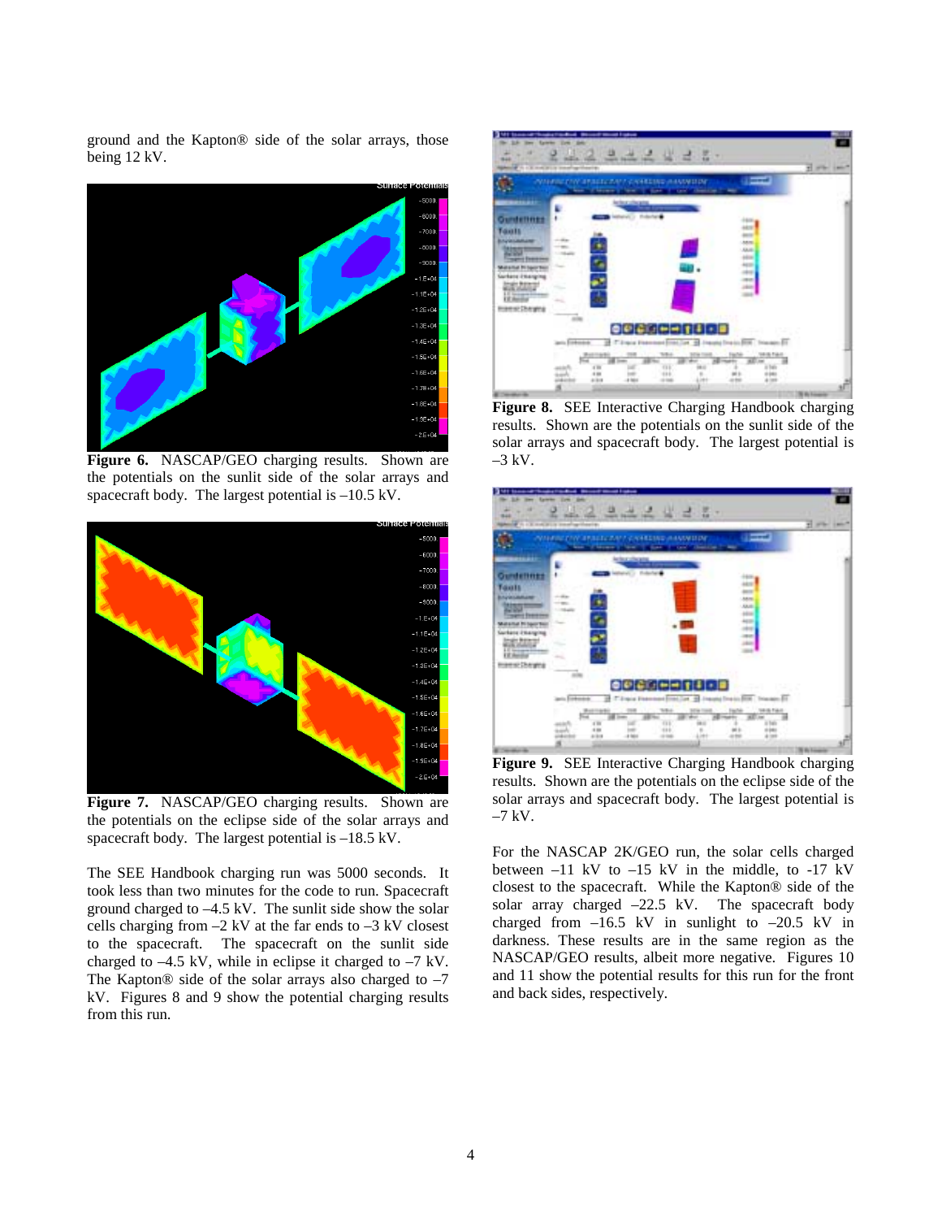ground and the Kapton® side of the solar arrays, those being 12 kV.

**Figure 6.** NASCAP/GEO charging results. Shown are the potentials on the sunlit side of the solar arrays and spacecraft body. The largest potential is –10.5 kV.

**Figure 7.** NASCAP/GEO charging results. Shown are the potentials on the eclipse side of the solar arrays and spacecraft body. The largest potential is –18.5 kV.

The SEE Handbook charging run was 5000 seconds. It took less than two minutes for the code to run. Spacecraft ground charged to –4.5 kV. The sunlit side show the solar cells charging from –2 kV at the far ends to –3 kV closest to the spacecraft. The spacecraft on the sunlit side charged to –4.5 kV, while in eclipse it charged to –7 kV. The Kapton® side of the solar arrays also charged to –7 kV. Figures 8 and 9 show the potential charging results from this run.

**Figure 8.** SEE Interactive Charging Handbook charging results. Shown are the potentials on the sunlit side of the solar arrays and spacecraft body. The largest potential is –3 kV.

**Figure 9.** SEE Interactive Charging Handbook charging results. Shown are the potentials on the eclipse side of the solar arrays and spacecraft body. The largest potential is –7 kV.

For the NASCAP 2K/GEO run, the solar cells charged between –11 kV to –15 kV in the middle, to -17 kV closest to the spacecraft. While the Kapton® side of the solar array charged –22.5 kV. The spacecraft body charged from –16.5 kV in sunlight to –20.5 kV in darkness. These results are in the same region as the NASCAP/GEO results, albeit more negative. Figures 10 and 11 show the potential results for this run for the front and back sides, respectively.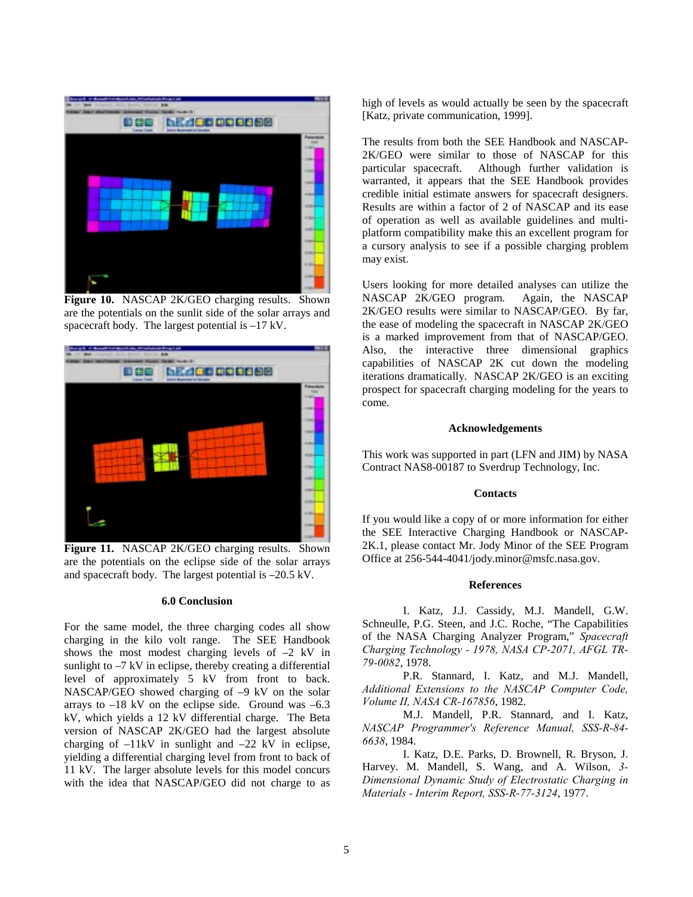**Figure 10.** NASCAP 2K/GEO charging results. Shown are the potentials on the sunlit side of the solar arrays and spacecraft body. The largest potential is –17 kV.

**Figure 11.** NASCAP 2K/GEO charging results. Shown are the potentials on the eclipse side of the solar arrays and spacecraft body. The largest potential is –20.5 kV.

## 6.0 Conclusion

For the same model, the three charging codes all show charging in the kilo volt range. The SEE Handbook shows the most modest charging levels of –2 kV in sunlight to –7 kV in eclipse, thereby creating a differential level of approximately 5 kV from front to back. NASCAP/GEO showed charging of –9 kV on the solar arrays to –18 kV on the eclipse side. Ground was –6.3 kV, which yields a 12 kV differential charge. The Beta version of NASCAP 2K/GEO had the largest absolute charging of –11kV in sunlight and –22 kV in eclipse, yielding a differential charging level from front to back of 11 kV. The larger absolute levels for this model concurs with the idea that NASCAP/GEO did not charge to as high of levels as would actually be seen by the spacecraft [Katz, private communication, 1999].

The results from both the SEE Handbook and NASCAP-2K/GEO were similar to those of NASCAP for this particular spacecraft. Although further validation is warranted, it appears that the SEE Handbook provides credible initial estimate answers for spacecraft designers. Results are within a factor of 2 of NASCAP and its ease of operation as well as available guidelines and multi-platform compatibility make this an excellent program for a cursory analysis to see if a possible charging problem may exist.

Users looking for more detailed analyses can utilize the NASCAP 2K/GEO program. Again, the NASCAP 2K/GEO results were similar to NASCAP/GEO. By far, the ease of modeling the spacecraft in NASCAP 2K/GEO is a marked improvement from that of NASCAP/GEO. Also, the interactive three dimensional graphics capabilities of NASCAP 2K cut down the modeling iterations dramatically. NASCAP 2K/GEO is an exciting prospect for spacecraft charging modeling for the years to come.

## Acknowledgements

This work was supported in part (LFN and JIM) by NASA Contract NAS8-00187 to Sverdrup Technology, Inc.

## Contacts

If you would like a copy of or more information for either the SEE Interactive Charging Handbook or NASCAP-2K.1, please contact Mr. Jody Minor of the SEE Program Office at 256-544-4041/jody.minor@msfc.nasa.gov.

## References

I. Katz, J.J. Cassidy, M.J. Mandell, G.W. Schneulle, P.G. Steen, and J.C. Roche, "The Capabilities of the NASA Charging Analyzer Program," *Spacecraft Charging Technology - 1978, NASA CP-2071, AFGL TR-79-0082*, 1978.

P.R. Stannard, I. Katz, and M.J. Mandell, *Additional Extensions to the NASCAP Computer Code, Volume II, NASA CR-167856*, 1982.

M.J. Mandell, P.R. Stannard, and I. Katz, *NASCAP Programmer's Reference Manual, SSS-R-84-6638*, 1984.

I. Katz, D.E. Parks, D. Brownell, R. Bryson, J. Harvey. M. Mandell, S. Wang, and A. Wilson, *3-Dimensional Dynamic Study of Electrostatic Charging in Materials - Interim Report, SSS-R-77-3124*, 1977.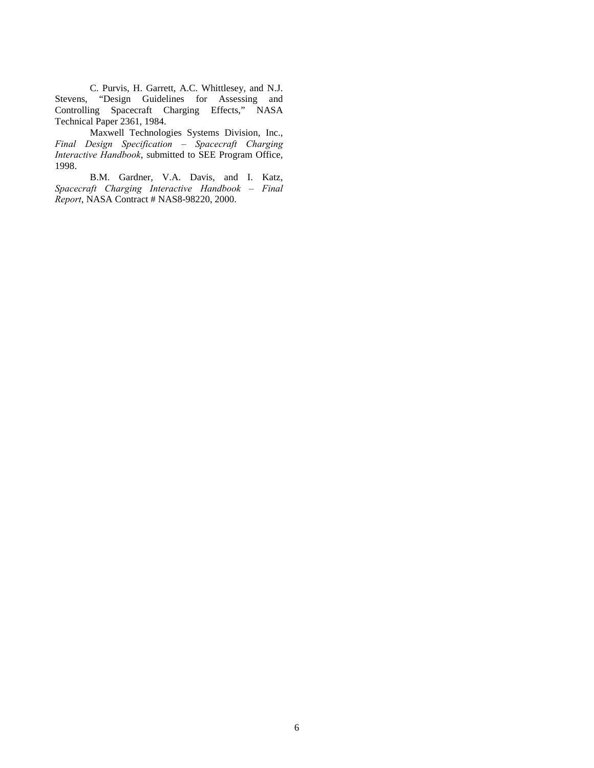C. Purvis, H. Garrett, A.C. Whittlesey, and N.J. Stevens, "Design Guidelines for Assessing and Controlling Spacecraft Charging Effects," NASA Technical Paper 2361, 1984.

Maxwell Technologies Systems Division, Inc., *Final Design Specification – Spacecraft Charging Interactive Handbook*, submitted to SEE Program Office, 1998.

B.M. Gardner, V.A. Davis, and I. Katz, *Spacecraft Charging Interactive Handbook – Final Report*, NASA Contract # NAS8-98220, 2000.